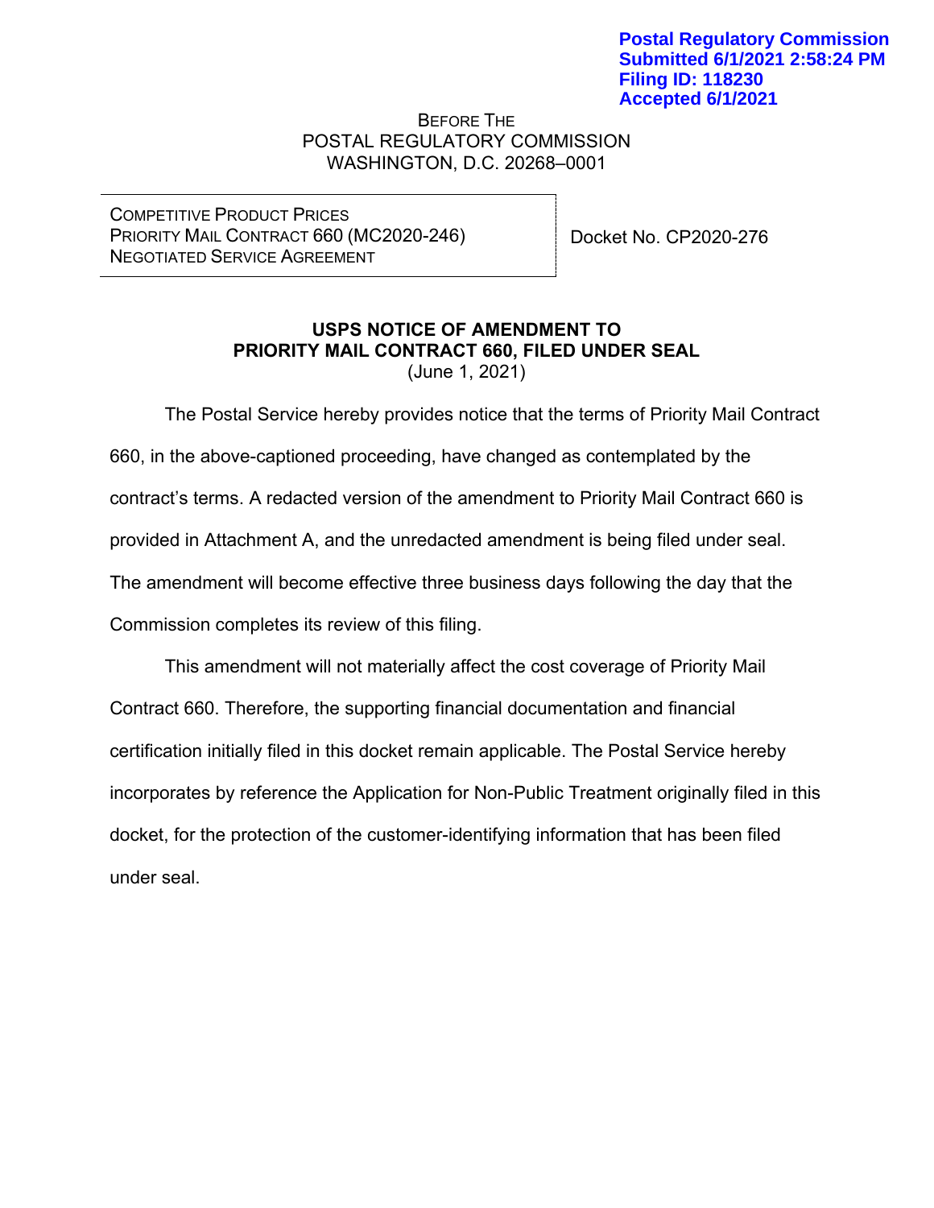Postal Regulatory Commission
Submitted 6/1/2021 2:58:24 PM
Filing ID: 118230
Accepted 6/1/2021

BEFORE THE
POSTAL REGULATORY COMMISSION
WASHINGTON, D.C. 20268–0001

| COMPETITIVE PRODUCT PRICES<br>PRIORITY MAIL CONTRACT 660 (MC2020-246)<br>NEGOTIATED SERVICE AGREEMENT | Docket No. CP2020-276 |
|---|---|

**USPS NOTICE OF AMENDMENT TO**
**PRIORITY MAIL CONTRACT 660, FILED UNDER SEAL**
(June 1, 2021)

The Postal Service hereby provides notice that the terms of Priority Mail Contract 660, in the above-captioned proceeding, have changed as contemplated by the contract's terms. A redacted version of the amendment to Priority Mail Contract 660 is provided in Attachment A, and the unredacted amendment is being filed under seal. The amendment will become effective three business days following the day that the Commission completes its review of this filing.

This amendment will not materially affect the cost coverage of Priority Mail Contract 660. Therefore, the supporting financial documentation and financial certification initially filed in this docket remain applicable. The Postal Service hereby incorporates by reference the Application for Non-Public Treatment originally filed in this docket, for the protection of the customer-identifying information that has been filed under seal.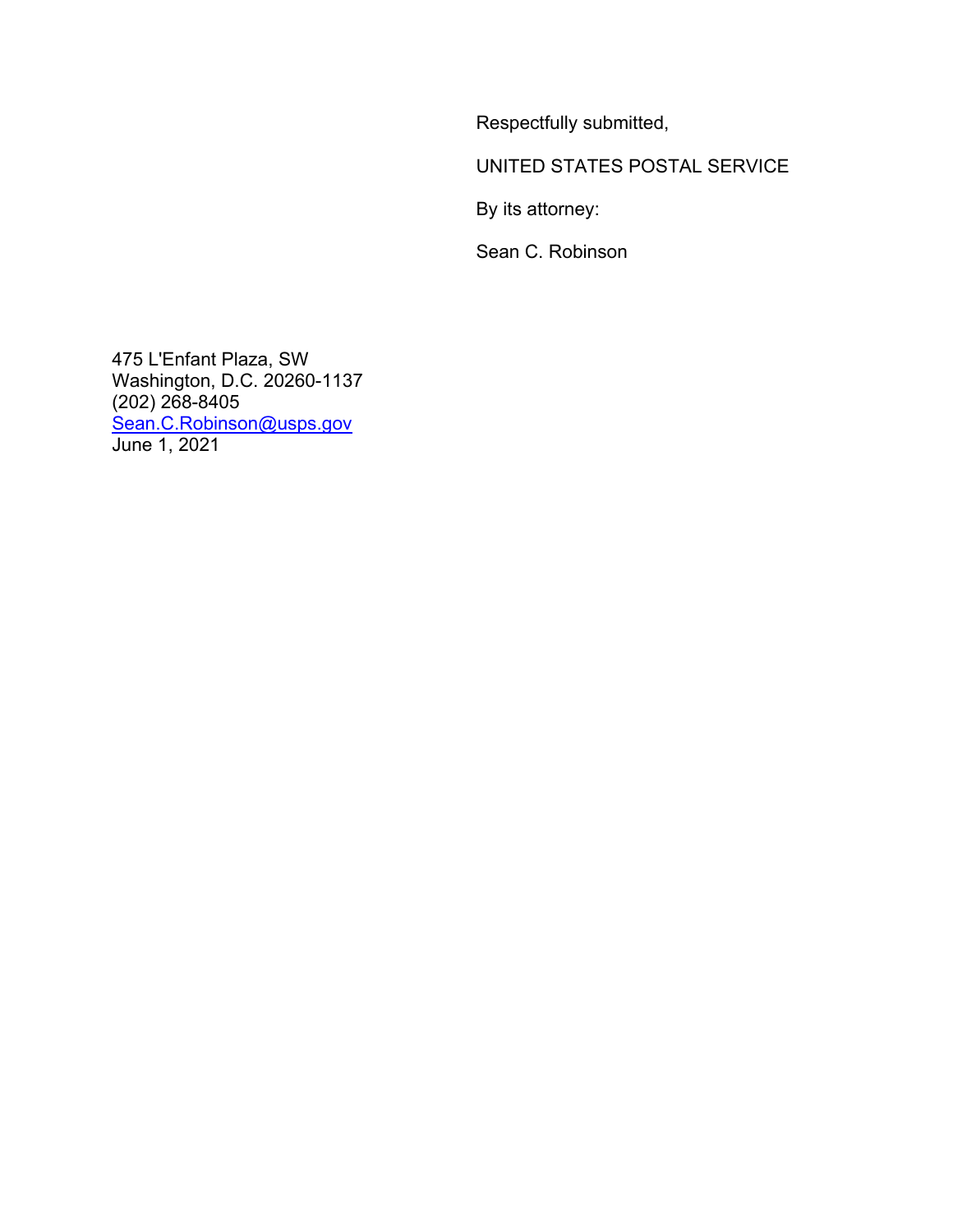Respectfully submitted,

UNITED STATES POSTAL SERVICE

By its attorney:

Sean C. Robinson

475 L'Enfant Plaza, SW
Washington, D.C. 20260-1137
(202) 268-8405
Sean.C.Robinson@usps.gov
June 1, 2021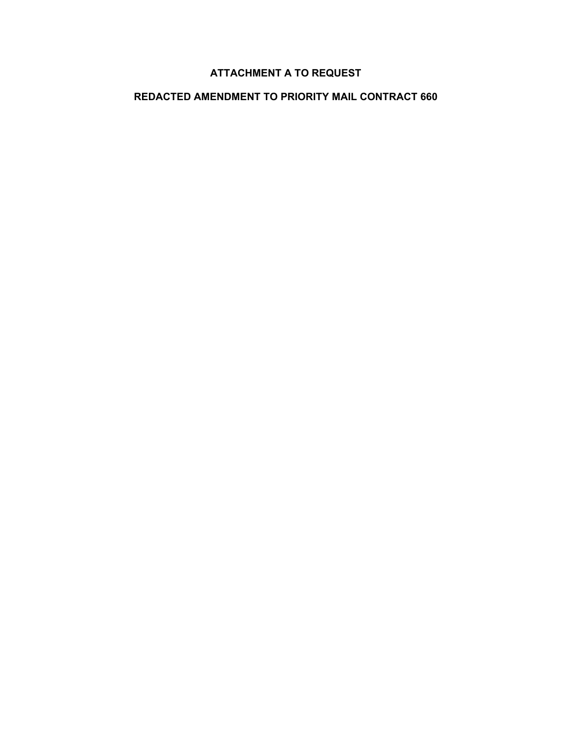# ATTACHMENT A TO REQUEST

## REDACTED AMENDMENT TO PRIORITY MAIL CONTRACT 660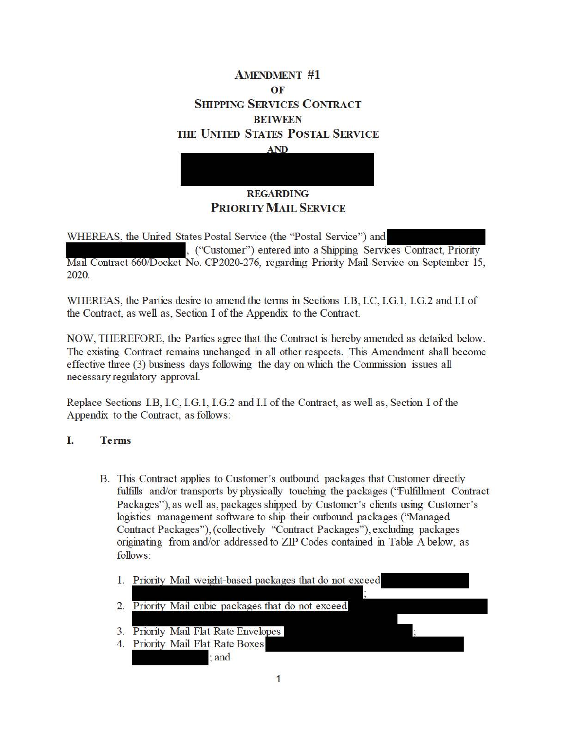# AMENDMENT #1
## OF
## SHIPPING SERVICES CONTRACT
## BETWEEN
## THE UNITED STATES POSTAL SERVICE
## AND

## REGARDING
## PRIORITY MAIL SERVICE

WHEREAS, the United States Postal Service (the "Postal Service") and , ("Customer") entered into a Shipping Services Contract, Priority Mail Contract 660/Docket No. CP2020-276, regarding Priority Mail Service on September 15, 2020.

WHEREAS, the Parties desire to amend the terms in Sections I.B, I.C, I.G.1, I.G.2 and I.I of the Contract, as well as, Section I of the Appendix to the Contract.

NOW, THEREFORE, the Parties agree that the Contract is hereby amended as detailed below. The existing Contract remains unchanged in all other respects. This Amendment shall become effective three (3) business days following the day on which the Commission issues all necessary regulatory approval.

Replace Sections I.B, I.C, I.G.1, I.G.2 and I.I of the Contract, as well as, Section I of the Appendix to the Contract, as follows:

**I. Terms**

B. This Contract applies to Customer's outbound packages that Customer directly fulfills and/or transports by physically touching the packages ("Fulfillment Contract Packages"), as well as, packages shipped by Customer's clients using Customer's logistics management software to ship their outbound packages ("Managed Contract Packages"), (collectively "Contract Packages"), excluding packages originating from and/or addressed to ZIP Codes contained in Table A below, as follows:

1. Priority Mail weight-based packages that do not exceed ;
2. Priority Mail cubic packages that do not exceed
3. Priority Mail Flat Rate Envelopes ;
4. Priority Mail Flat Rate Boxes ; and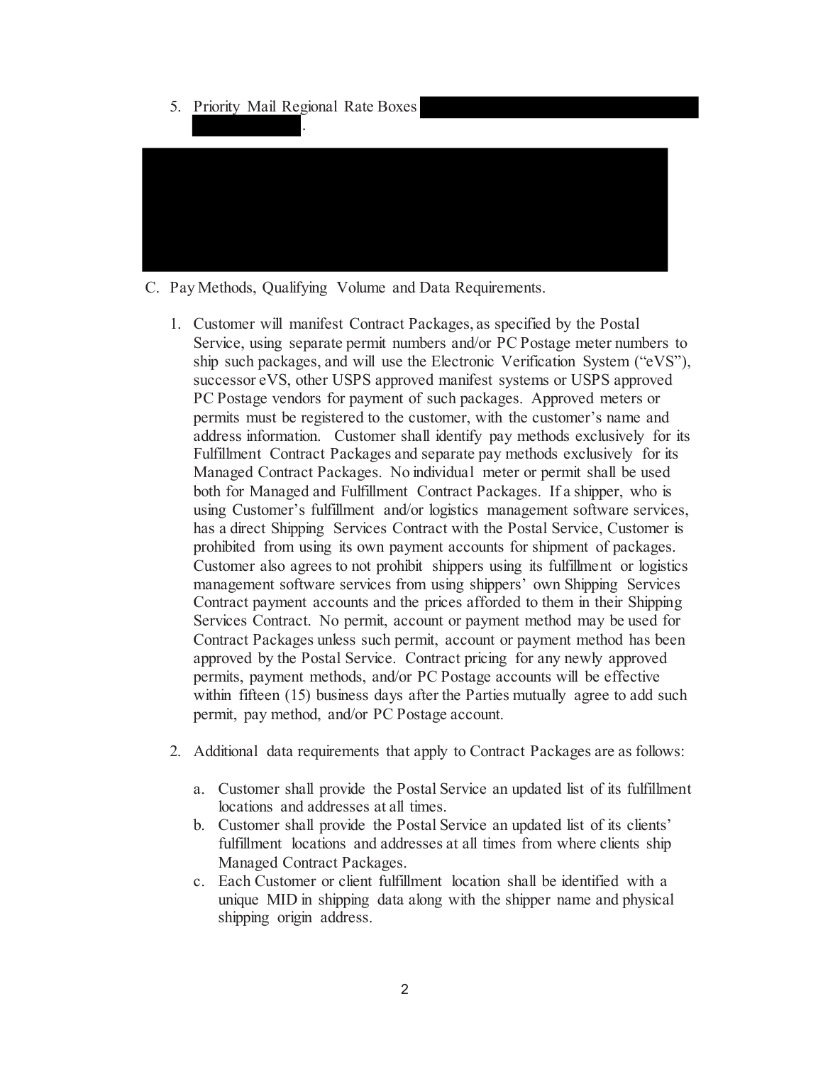5. Priority Mail Regional Rate Boxes [redacted]
   [redacted].

[redacted]

C. Pay Methods, Qualifying Volume and Data Requirements.

   1. Customer will manifest Contract Packages, as specified by the Postal Service, using separate permit numbers and/or PC Postage meter numbers to ship such packages, and will use the Electronic Verification System ("eVS"), successor eVS, other USPS approved manifest systems or USPS approved PC Postage vendors for payment of such packages. Approved meters or permits must be registered to the customer, with the customer's name and address information. Customer shall identify pay methods exclusively for its Fulfillment Contract Packages and separate pay methods exclusively for its Managed Contract Packages. No individual meter or permit shall be used both for Managed and Fulfillment Contract Packages. If a shipper, who is using Customer's fulfillment and/or logistics management software services, has a direct Shipping Services Contract with the Postal Service, Customer is prohibited from using its own payment accounts for shipment of packages. Customer also agrees to not prohibit shippers using its fulfillment or logistics management software services from using shippers' own Shipping Services Contract payment accounts and the prices afforded to them in their Shipping Services Contract. No permit, account or payment method may be used for Contract Packages unless such permit, account or payment method has been approved by the Postal Service. Contract pricing for any newly approved permits, payment methods, and/or PC Postage accounts will be effective within fifteen (15) business days after the Parties mutually agree to add such permit, pay method, and/or PC Postage account.

   2. Additional data requirements that apply to Contract Packages are as follows:

      a. Customer shall provide the Postal Service an updated list of its fulfillment locations and addresses at all times.
      b. Customer shall provide the Postal Service an updated list of its clients' fulfillment locations and addresses at all times from where clients ship Managed Contract Packages.
      c. Each Customer or client fulfillment location shall be identified with a unique MID in shipping data along with the shipper name and physical shipping origin address.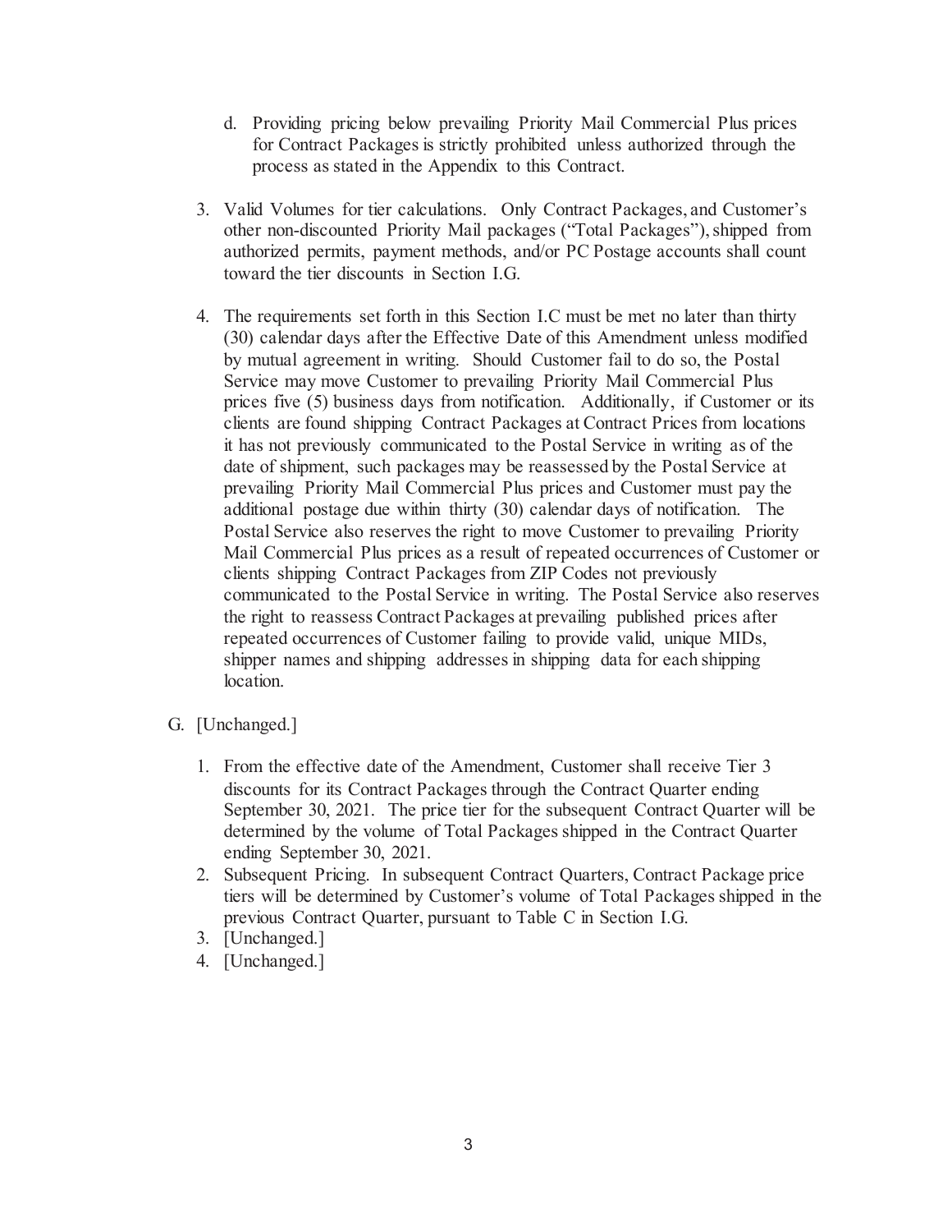d. Providing pricing below prevailing Priority Mail Commercial Plus prices for Contract Packages is strictly prohibited unless authorized through the process as stated in the Appendix to this Contract.

3. Valid Volumes for tier calculations. Only Contract Packages, and Customer's other non-discounted Priority Mail packages ("Total Packages"), shipped from authorized permits, payment methods, and/or PC Postage accounts shall count toward the tier discounts in Section I.G.

4. The requirements set forth in this Section I.C must be met no later than thirty (30) calendar days after the Effective Date of this Amendment unless modified by mutual agreement in writing. Should Customer fail to do so, the Postal Service may move Customer to prevailing Priority Mail Commercial Plus prices five (5) business days from notification. Additionally, if Customer or its clients are found shipping Contract Packages at Contract Prices from locations it has not previously communicated to the Postal Service in writing as of the date of shipment, such packages may be reassessed by the Postal Service at prevailing Priority Mail Commercial Plus prices and Customer must pay the additional postage due within thirty (30) calendar days of notification. The Postal Service also reserves the right to move Customer to prevailing Priority Mail Commercial Plus prices as a result of repeated occurrences of Customer or clients shipping Contract Packages from ZIP Codes not previously communicated to the Postal Service in writing. The Postal Service also reserves the right to reassess Contract Packages at prevailing published prices after repeated occurrences of Customer failing to provide valid, unique MIDs, shipper names and shipping addresses in shipping data for each shipping location.

G. [Unchanged.]

1. From the effective date of the Amendment, Customer shall receive Tier 3 discounts for its Contract Packages through the Contract Quarter ending September 30, 2021. The price tier for the subsequent Contract Quarter will be determined by the volume of Total Packages shipped in the Contract Quarter ending September 30, 2021.
2. Subsequent Pricing. In subsequent Contract Quarters, Contract Package price tiers will be determined by Customer's volume of Total Packages shipped in the previous Contract Quarter, pursuant to Table C in Section I.G.
3. [Unchanged.]
4. [Unchanged.]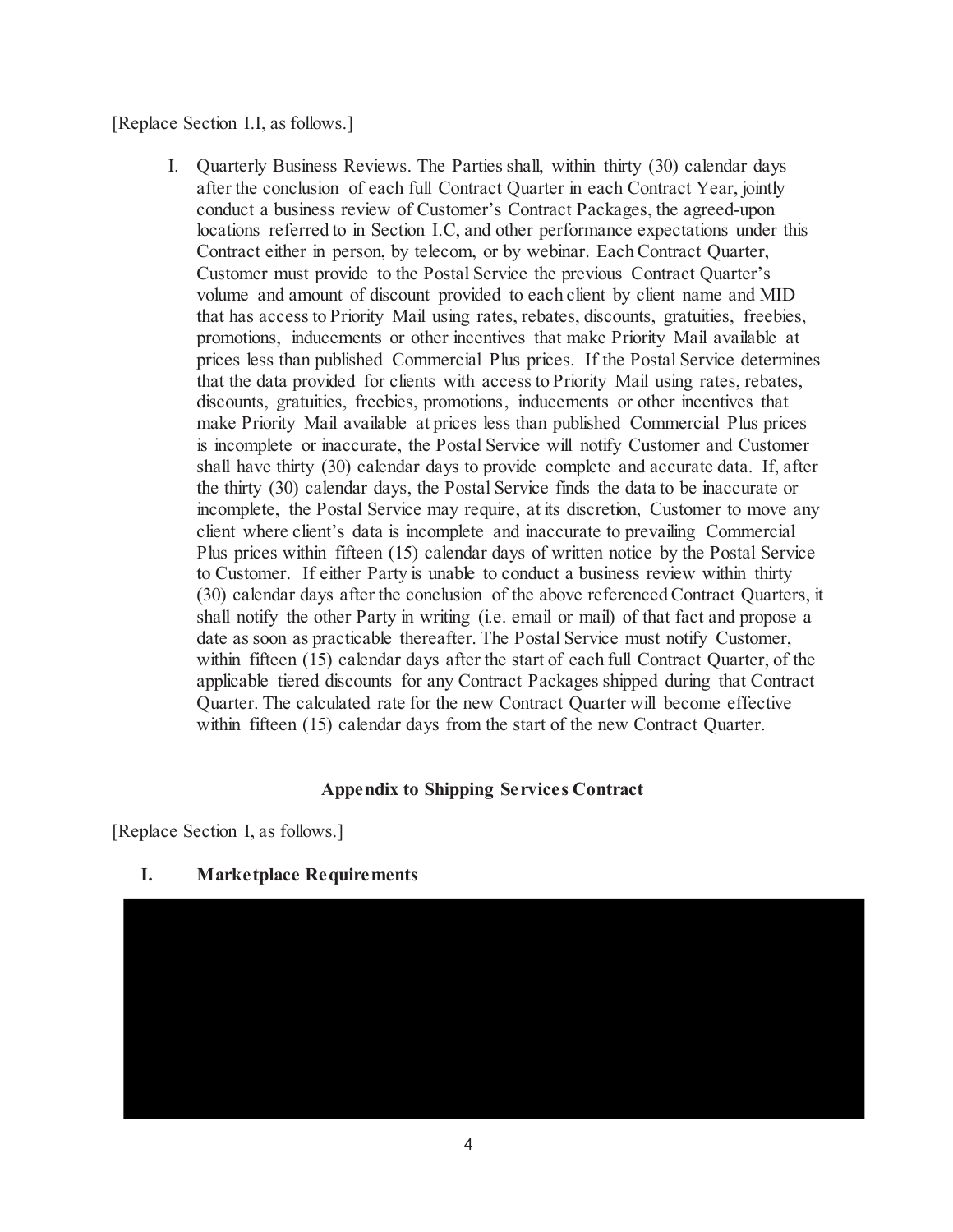[Replace Section I.I, as follows.]

I. Quarterly Business Reviews. The Parties shall, within thirty (30) calendar days after the conclusion of each full Contract Quarter in each Contract Year, jointly conduct a business review of Customer's Contract Packages, the agreed-upon locations referred to in Section I.C, and other performance expectations under this Contract either in person, by telecom, or by webinar. Each Contract Quarter, Customer must provide to the Postal Service the previous Contract Quarter's volume and amount of discount provided to each client by client name and MID that has access to Priority Mail using rates, rebates, discounts, gratuities, freebies, promotions, inducements or other incentives that make Priority Mail available at prices less than published Commercial Plus prices. If the Postal Service determines that the data provided for clients with access to Priority Mail using rates, rebates, discounts, gratuities, freebies, promotions, inducements or other incentives that make Priority Mail available at prices less than published Commercial Plus prices is incomplete or inaccurate, the Postal Service will notify Customer and Customer shall have thirty (30) calendar days to provide complete and accurate data. If, after the thirty (30) calendar days, the Postal Service finds the data to be inaccurate or incomplete, the Postal Service may require, at its discretion, Customer to move any client where client's data is incomplete and inaccurate to prevailing Commercial Plus prices within fifteen (15) calendar days of written notice by the Postal Service to Customer. If either Party is unable to conduct a business review within thirty (30) calendar days after the conclusion of the above referenced Contract Quarters, it shall notify the other Party in writing (i.e. email or mail) of that fact and propose a date as soon as practicable thereafter. The Postal Service must notify Customer, within fifteen (15) calendar days after the start of each full Contract Quarter, of the applicable tiered discounts for any Contract Packages shipped during that Contract Quarter. The calculated rate for the new Contract Quarter will become effective within fifteen (15) calendar days from the start of the new Contract Quarter.

## Appendix to Shipping Services Contract

[Replace Section I, as follows.]

### I. Marketplace Requirements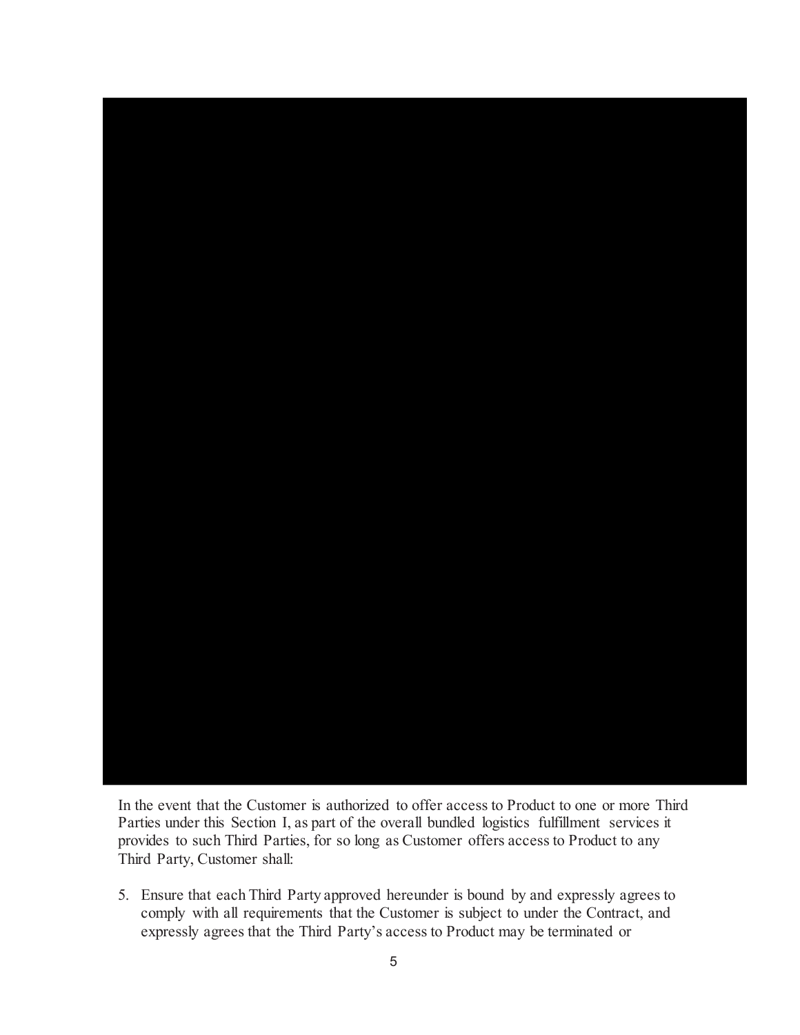In the event that the Customer is authorized to offer access to Product to one or more Third Parties under this Section I, as part of the overall bundled logistics fulfillment services it provides to such Third Parties, for so long as Customer offers access to Product to any Third Party, Customer shall:

5. Ensure that each Third Party approved hereunder is bound by and expressly agrees to comply with all requirements that the Customer is subject to under the Contract, and expressly agrees that the Third Party's access to Product may be terminated or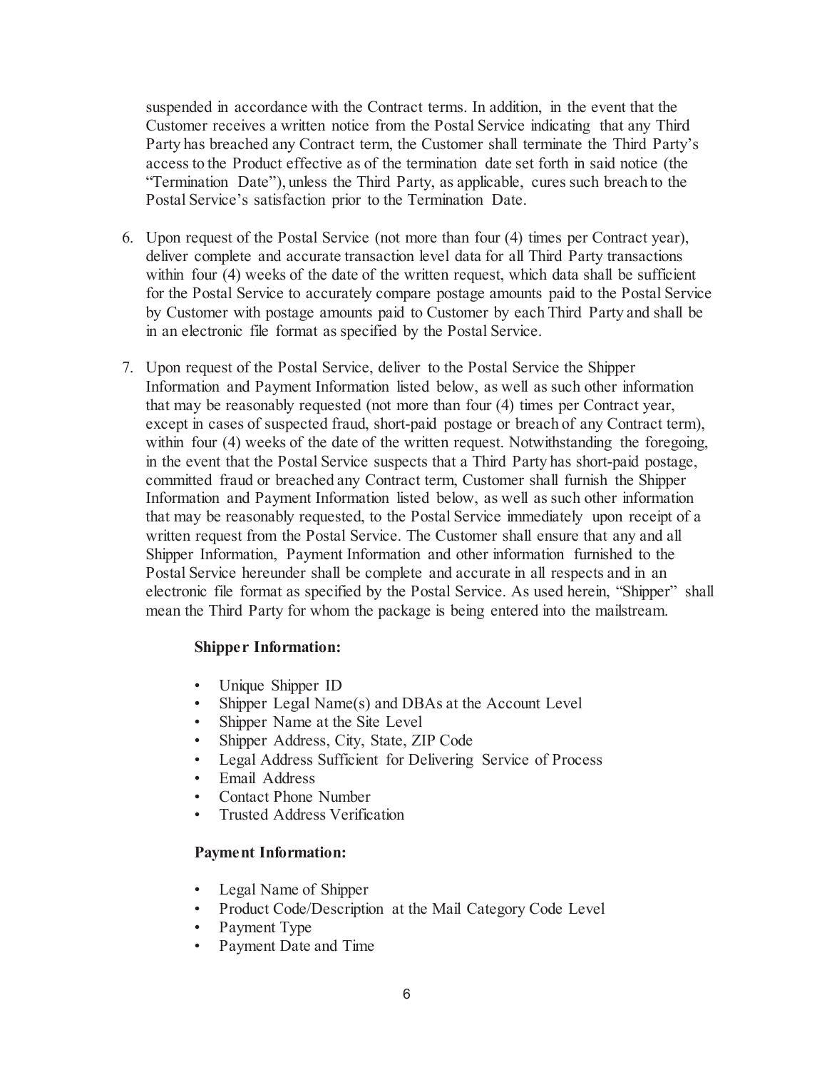suspended in accordance with the Contract terms. In addition, in the event that the Customer receives a written notice from the Postal Service indicating that any Third Party has breached any Contract term, the Customer shall terminate the Third Party's access to the Product effective as of the termination date set forth in said notice (the "Termination Date"), unless the Third Party, as applicable, cures such breach to the Postal Service's satisfaction prior to the Termination Date.

6. Upon request of the Postal Service (not more than four (4) times per Contract year), deliver complete and accurate transaction level data for all Third Party transactions within four (4) weeks of the date of the written request, which data shall be sufficient for the Postal Service to accurately compare postage amounts paid to the Postal Service by Customer with postage amounts paid to Customer by each Third Party and shall be in an electronic file format as specified by the Postal Service.

7. Upon request of the Postal Service, deliver to the Postal Service the Shipper Information and Payment Information listed below, as well as such other information that may be reasonably requested (not more than four (4) times per Contract year, except in cases of suspected fraud, short-paid postage or breach of any Contract term), within four (4) weeks of the date of the written request. Notwithstanding the foregoing, in the event that the Postal Service suspects that a Third Party has short-paid postage, committed fraud or breached any Contract term, Customer shall furnish the Shipper Information and Payment Information listed below, as well as such other information that may be reasonably requested, to the Postal Service immediately upon receipt of a written request from the Postal Service. The Customer shall ensure that any and all Shipper Information, Payment Information and other information furnished to the Postal Service hereunder shall be complete and accurate in all respects and in an electronic file format as specified by the Postal Service. As used herein, "Shipper" shall mean the Third Party for whom the package is being entered into the mailstream.

   **Shipper Information:**

   - Unique Shipper ID
   - Shipper Legal Name(s) and DBAs at the Account Level
   - Shipper Name at the Site Level
   - Shipper Address, City, State, ZIP Code
   - Legal Address Sufficient for Delivering Service of Process
   - Email Address
   - Contact Phone Number
   - Trusted Address Verification

   **Payment Information:**

   - Legal Name of Shipper
   - Product Code/Description at the Mail Category Code Level
   - Payment Type
   - Payment Date and Time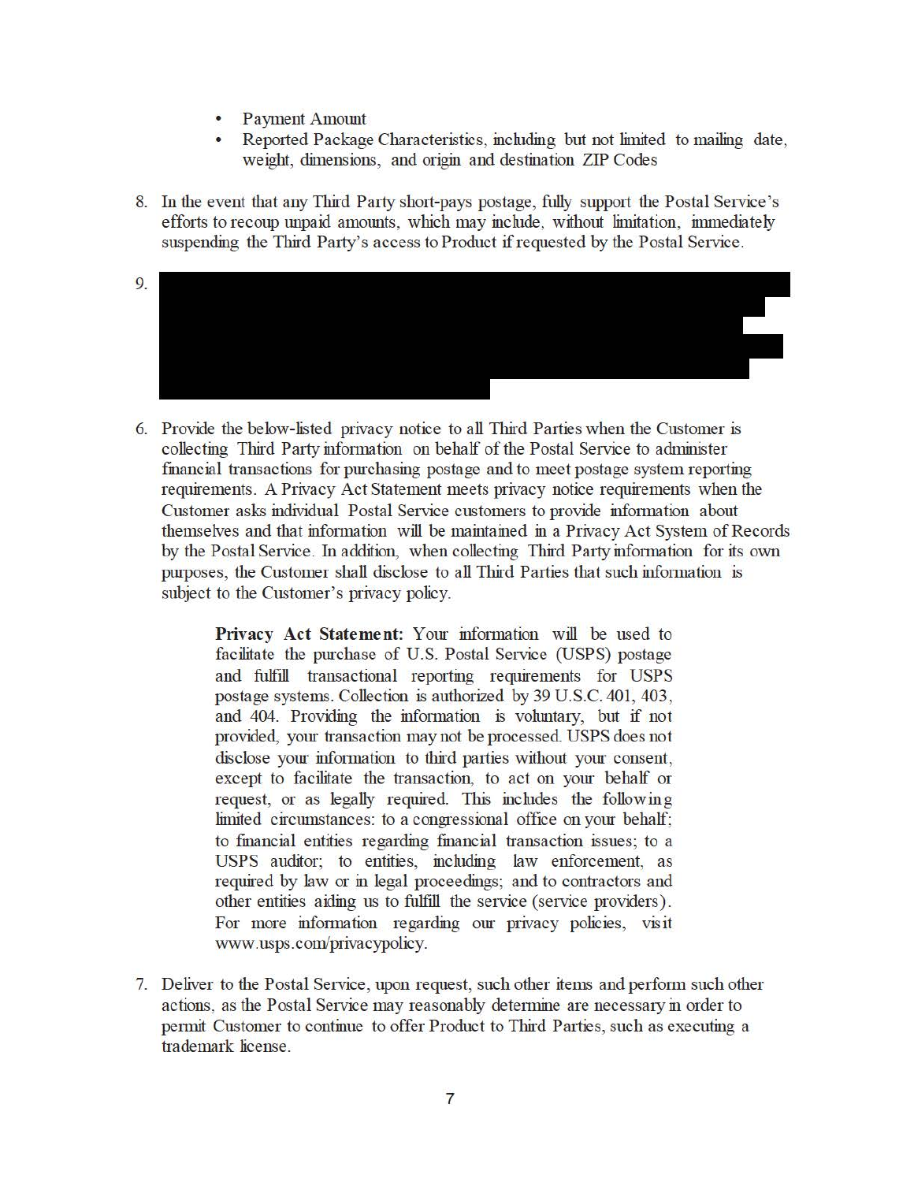- Payment Amount
- Reported Package Characteristics, including but not limited to mailing date, weight, dimensions, and origin and destination ZIP Codes

8. In the event that any Third Party short-pays postage, fully support the Postal Service's efforts to recoup unpaid amounts, which may include, without limitation, immediately suspending the Third Party's access to Product if requested by the Postal Service.

9. [REDACTED]

6. Provide the below-listed privacy notice to all Third Parties when the Customer is collecting Third Party information on behalf of the Postal Service to administer financial transactions for purchasing postage and to meet postage system reporting requirements. A Privacy Act Statement meets privacy notice requirements when the Customer asks individual Postal Service customers to provide information about themselves and that information will be maintained in a Privacy Act System of Records by the Postal Service. In addition, when collecting Third Party information for its own purposes, the Customer shall disclose to all Third Parties that such information is subject to the Customer's privacy policy.

   > **Privacy Act Statement:** Your information will be used to facilitate the purchase of U.S. Postal Service (USPS) postage and fulfill transactional reporting requirements for USPS postage systems. Collection is authorized by 39 U.S.C. 401, 403, and 404. Providing the information is voluntary, but if not provided, your transaction may not be processed. USPS does not disclose your information to third parties without your consent, except to facilitate the transaction, to act on your behalf or request, or as legally required. This includes the following limited circumstances: to a congressional office on your behalf; to financial entities regarding financial transaction issues; to a USPS auditor; to entities, including law enforcement, as required by law or in legal proceedings; and to contractors and other entities aiding us to fulfill the service (service providers). For more information regarding our privacy policies, visit www.usps.com/privacypolicy.

7. Deliver to the Postal Service, upon request, such other items and perform such other actions, as the Postal Service may reasonably determine are necessary in order to permit Customer to continue to offer Product to Third Parties, such as executing a trademark license.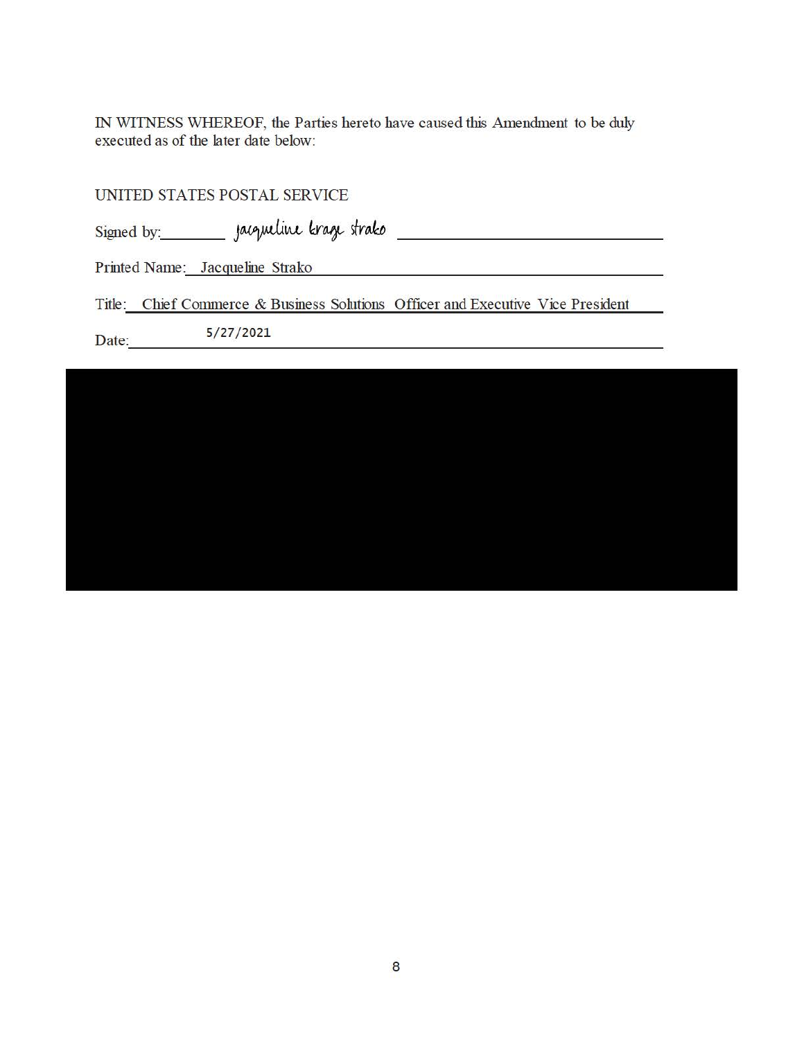IN WITNESS WHEREOF, the Parties hereto have caused this Amendment to be duly executed as of the later date below:

UNITED STATES POSTAL SERVICE

Signed by: jacqueline krage strako

Printed Name: Jacqueline Strako

Title: Chief Commerce & Business Solutions Officer and Executive Vice President

Date: 5/27/2021